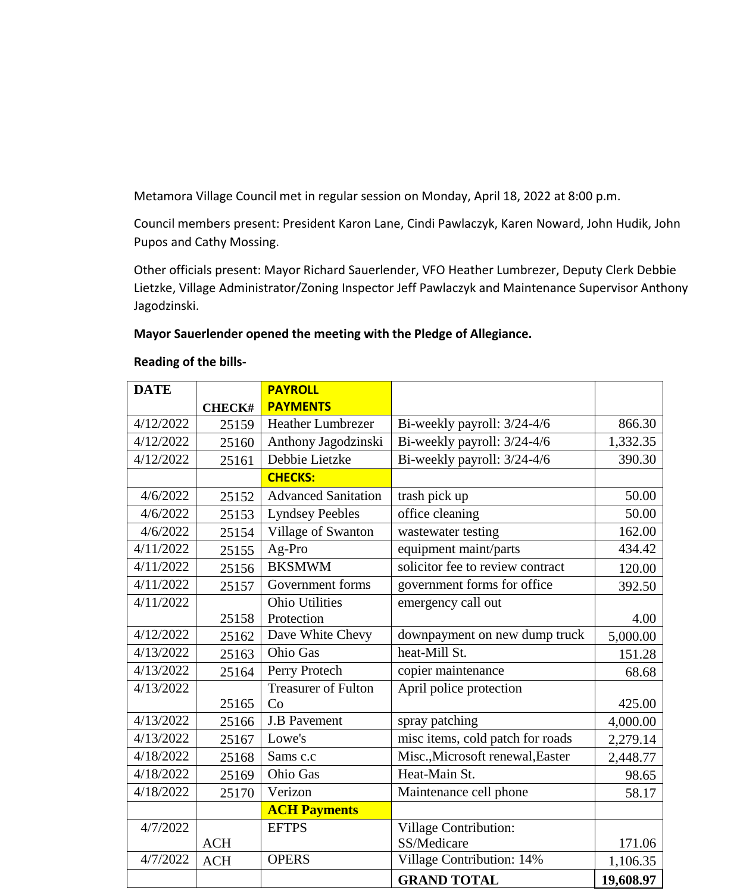Metamora Village Council met in regular session on Monday, April 18, 2022 at 8:00 p.m.

Council members present: President Karon Lane, Cindi Pawlaczyk, Karen Noward, John Hudik, John Pupos and Cathy Mossing.

Other officials present: Mayor Richard Sauerlender, VFO Heather Lumbrezer, Deputy Clerk Debbie Lietzke, Village Administrator/Zoning Inspector Jeff Pawlaczyk and Maintenance Supervisor Anthony Jagodzinski.

**Mayor Sauerlender opened the meeting with the Pledge of Allegiance.**

**Reading of the bills-**

| DATE | CHECK# | PAYROLL PAYMENTS | | |
|---|---|---|---|---|
| 4/12/2022 | 25159 | Heather Lumbrezer | Bi-weekly payroll: 3/24-4/6 | 866.30 |
| 4/12/2022 | 25160 | Anthony Jagodzinski | Bi-weekly payroll: 3/24-4/6 | 1,332.35 |
| 4/12/2022 | 25161 | Debbie Lietzke | Bi-weekly payroll: 3/24-4/6 | 390.30 |
| | | **CHECKS:** | | |
| 4/6/2022 | 25152 | Advanced Sanitation | trash pick up | 50.00 |
| 4/6/2022 | 25153 | Lyndsey Peebles | office cleaning | 50.00 |
| 4/6/2022 | 25154 | Village of Swanton | wastewater testing | 162.00 |
| 4/11/2022 | 25155 | Ag-Pro | equipment maint/parts | 434.42 |
| 4/11/2022 | 25156 | BKSMWM | solicitor fee to review contract | 120.00 |
| 4/11/2022 | 25157 | Government forms | government forms for office | 392.50 |
| 4/11/2022 | 25158 | Ohio Utilities Protection | emergency call out | 4.00 |
| 4/12/2022 | 25162 | Dave White Chevy | downpayment on new dump truck | 5,000.00 |
| 4/13/2022 | 25163 | Ohio Gas | heat-Mill St. | 151.28 |
| 4/13/2022 | 25164 | Perry Protech | copier maintenance | 68.68 |
| 4/13/2022 | 25165 | Treasurer of Fulton Co | April police protection | 425.00 |
| 4/13/2022 | 25166 | J.B Pavement | spray patching | 4,000.00 |
| 4/13/2022 | 25167 | Lowe's | misc items, cold patch for roads | 2,279.14 |
| 4/18/2022 | 25168 | Sams c.c | Misc.,Microsoft renewal,Easter | 2,448.77 |
| 4/18/2022 | 25169 | Ohio Gas | Heat-Main St. | 98.65 |
| 4/18/2022 | 25170 | Verizon | Maintenance cell phone | 58.17 |
| | | **ACH Payments** | | |
| 4/7/2022 | ACH | EFTPS | Village Contribution: SS/Medicare | 171.06 |
| 4/7/2022 | ACH | OPERS | Village Contribution: 14% | 1,106.35 |
| | | | **GRAND TOTAL** | **19,608.97** |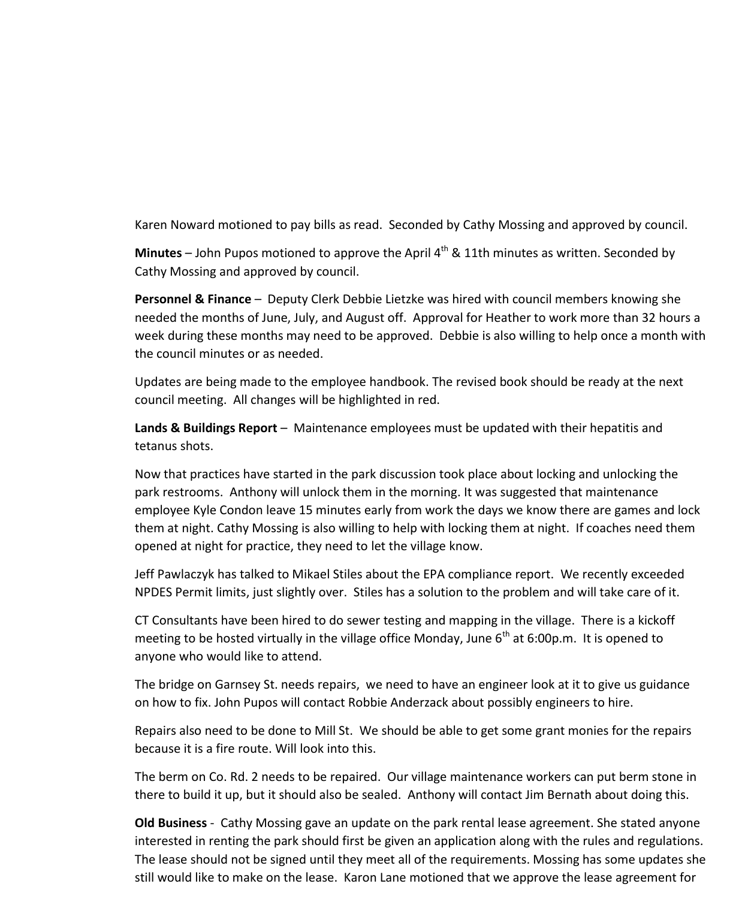Karen Noward motioned to pay bills as read. Seconded by Cathy Mossing and approved by council.

**Minutes** – John Pupos motioned to approve the April 4th & 11th minutes as written. Seconded by Cathy Mossing and approved by council.

**Personnel & Finance** – Deputy Clerk Debbie Lietzke was hired with council members knowing she needed the months of June, July, and August off. Approval for Heather to work more than 32 hours a week during these months may need to be approved. Debbie is also willing to help once a month with the council minutes or as needed.

Updates are being made to the employee handbook. The revised book should be ready at the next council meeting. All changes will be highlighted in red.

**Lands & Buildings Report** – Maintenance employees must be updated with their hepatitis and tetanus shots.

Now that practices have started in the park discussion took place about locking and unlocking the park restrooms. Anthony will unlock them in the morning. It was suggested that maintenance employee Kyle Condon leave 15 minutes early from work the days we know there are games and lock them at night. Cathy Mossing is also willing to help with locking them at night. If coaches need them opened at night for practice, they need to let the village know.

Jeff Pawlaczyk has talked to Mikael Stiles about the EPA compliance report. We recently exceeded NPDES Permit limits, just slightly over. Stiles has a solution to the problem and will take care of it.

CT Consultants have been hired to do sewer testing and mapping in the village. There is a kickoff meeting to be hosted virtually in the village office Monday, June 6th at 6:00p.m. It is opened to anyone who would like to attend.

The bridge on Garnsey St. needs repairs, we need to have an engineer look at it to give us guidance on how to fix. John Pupos will contact Robbie Anderzack about possibly engineers to hire.

Repairs also need to be done to Mill St. We should be able to get some grant monies for the repairs because it is a fire route. Will look into this.

The berm on Co. Rd. 2 needs to be repaired. Our village maintenance workers can put berm stone in there to build it up, but it should also be sealed. Anthony will contact Jim Bernath about doing this.

**Old Business** - Cathy Mossing gave an update on the park rental lease agreement. She stated anyone interested in renting the park should first be given an application along with the rules and regulations. The lease should not be signed until they meet all of the requirements. Mossing has some updates she still would like to make on the lease. Karon Lane motioned that we approve the lease agreement for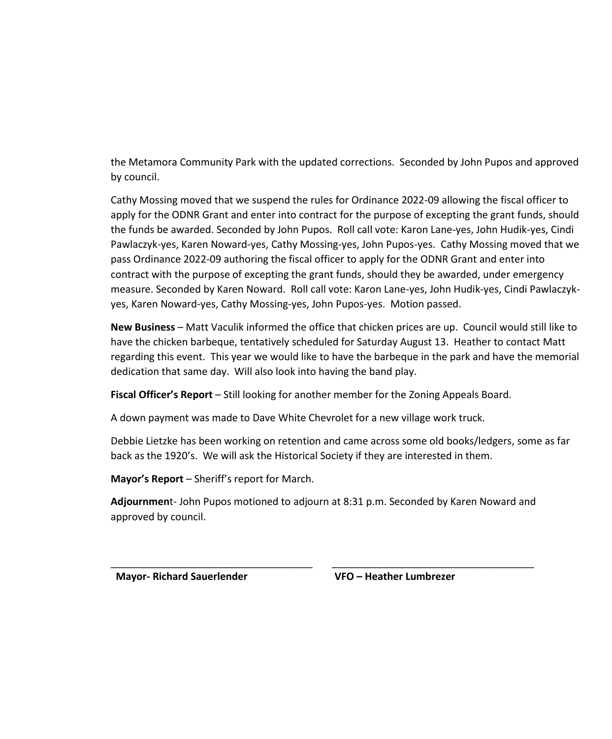the Metamora Community Park with the updated corrections. Seconded by John Pupos and approved by council.

Cathy Mossing moved that we suspend the rules for Ordinance 2022-09 allowing the fiscal officer to apply for the ODNR Grant and enter into contract for the purpose of excepting the grant funds, should the funds be awarded. Seconded by John Pupos. Roll call vote: Karon Lane-yes, John Hudik-yes, Cindi Pawlaczyk-yes, Karen Noward-yes, Cathy Mossing-yes, John Pupos-yes. Cathy Mossing moved that we pass Ordinance 2022-09 authoring the fiscal officer to apply for the ODNR Grant and enter into contract with the purpose of excepting the grant funds, should they be awarded, under emergency measure. Seconded by Karen Noward. Roll call vote: Karon Lane-yes, John Hudik-yes, Cindi Pawlaczyk-yes, Karen Noward-yes, Cathy Mossing-yes, John Pupos-yes. Motion passed.

**New Business** – Matt Vaculik informed the office that chicken prices are up. Council would still like to have the chicken barbeque, tentatively scheduled for Saturday August 13. Heather to contact Matt regarding this event. This year we would like to have the barbeque in the park and have the memorial dedication that same day. Will also look into having the band play.

**Fiscal Officer's Report** – Still looking for another member for the Zoning Appeals Board.

A down payment was made to Dave White Chevrolet for a new village work truck.

Debbie Lietzke has been working on retention and came across some old books/ledgers, some as far back as the 1920's. We will ask the Historical Society if they are interested in them.

**Mayor's Report** – Sheriff's report for March.

**Adjournmen**t- John Pupos motioned to adjourn at 8:31 p.m. Seconded by Karen Noward and approved by council.

_____________________________________ _____________________________________

**Mayor- Richard Sauerlender** **VFO – Heather Lumbrezer**